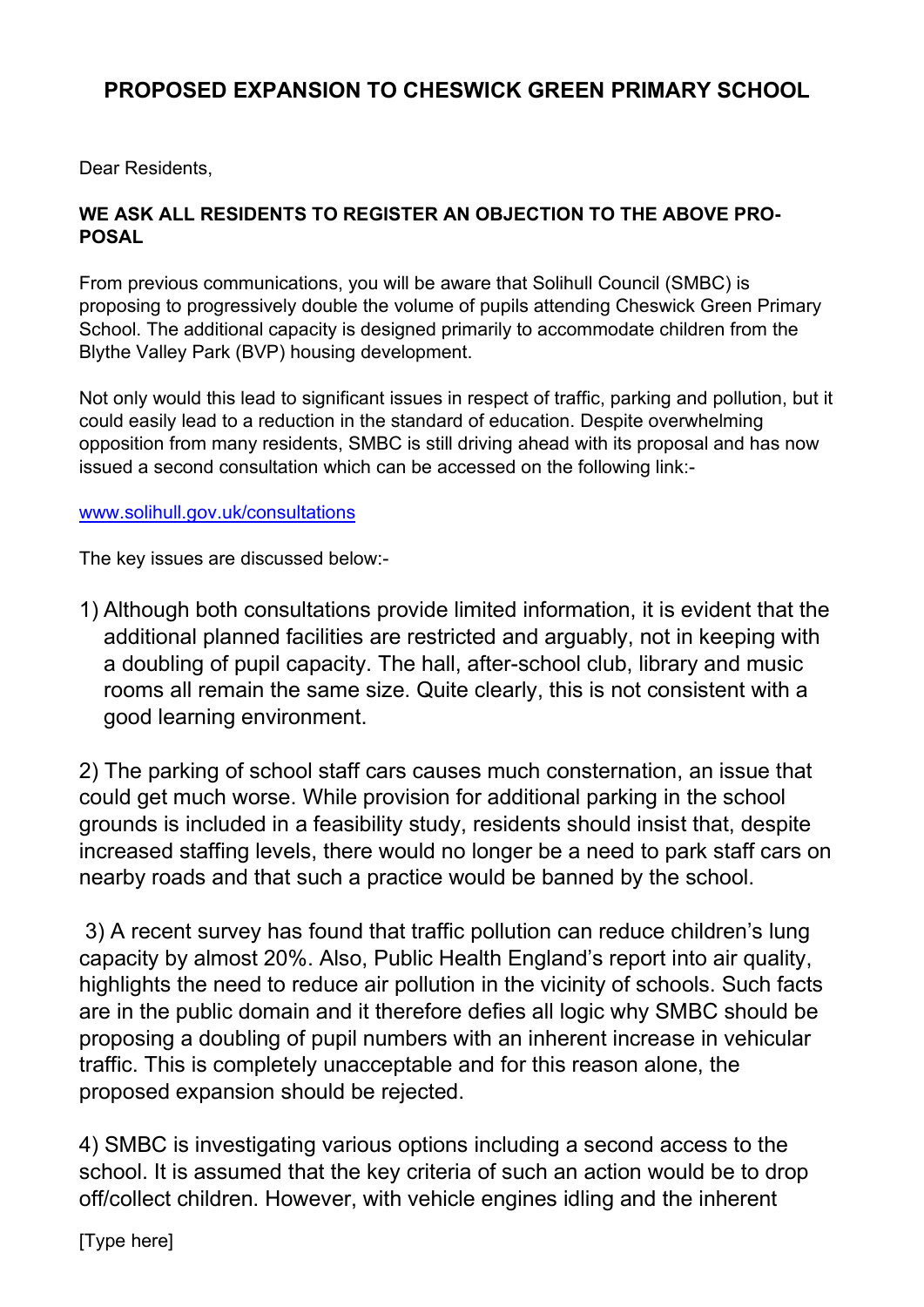# PROPOSED EXPANSION TO CHESWICK GREEN PRIMARY SCHOOL

Dear Residents,

**WE ASK ALL RESIDENTS TO REGISTER AN OBJECTION TO THE ABOVE PROPOSAL**

From previous communications, you will be aware that Solihull Council (SMBC) is proposing to progressively double the volume of pupils attending Cheswick Green Primary School. The additional capacity is designed primarily to accommodate children from the Blythe Valley Park (BVP) housing development.

Not only would this lead to significant issues in respect of traffic, parking and pollution, but it could easily lead to a reduction in the standard of education. Despite overwhelming opposition from many residents, SMBC is still driving ahead with its proposal and has now issued a second consultation which can be accessed on the following link:-

[www.solihull.gov.uk/consultations](www.solihull.gov.uk/consultations)

The key issues are discussed below:-

1) Although both consultations provide limited information, it is evident that the additional planned facilities are restricted and arguably, not in keeping with a doubling of pupil capacity. The hall, after-school club, library and music rooms all remain the same size. Quite clearly, this is not consistent with a good learning environment.

2) The parking of school staff cars causes much consternation, an issue that could get much worse. While provision for additional parking in the school grounds is included in a feasibility study, residents should insist that, despite increased staffing levels, there would no longer be a need to park staff cars on nearby roads and that such a practice would be banned by the school.

3) A recent survey has found that traffic pollution can reduce children's lung capacity by almost 20%. Also, Public Health England's report into air quality, highlights the need to reduce air pollution in the vicinity of schools. Such facts are in the public domain and it therefore defies all logic why SMBC should be proposing a doubling of pupil numbers with an inherent increase in vehicular traffic. This is completely unacceptable and for this reason alone, the proposed expansion should be rejected.

4) SMBC is investigating various options including a second access to the school. It is assumed that the key criteria of such an action would be to drop off/collect children. However, with vehicle engines idling and the inherent

[Type here]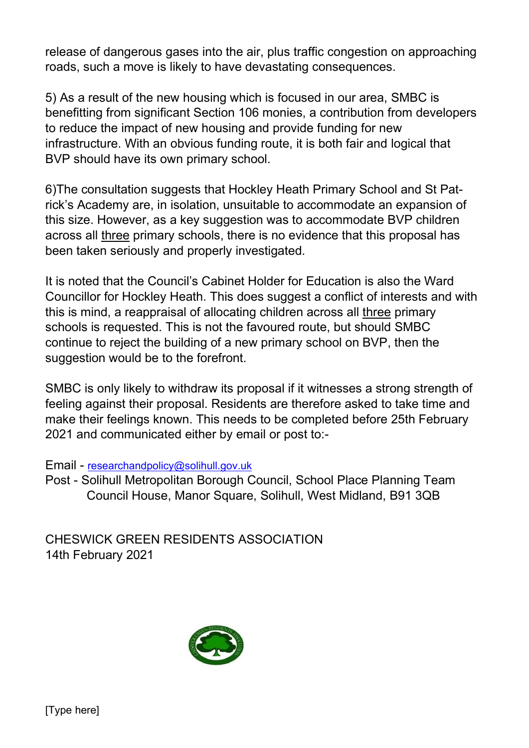release of dangerous gases into the air, plus traffic congestion on approaching roads, such a move is likely to have devastating consequences.

5) As a result of the new housing which is focused in our area, SMBC is benefitting from significant Section 106 monies, a contribution from developers to reduce the impact of new housing and provide funding for new infrastructure. With an obvious funding route, it is both fair and logical that BVP should have its own primary school.

6)The consultation suggests that Hockley Heath Primary School and St Patrick's Academy are, in isolation, unsuitable to accommodate an expansion of this size. However, as a key suggestion was to accommodate BVP children across all <u>three</u> primary schools, there is no evidence that this proposal has been taken seriously and properly investigated.

It is noted that the Council's Cabinet Holder for Education is also the Ward Councillor for Hockley Heath. This does suggest a conflict of interests and with this is mind, a reappraisal of allocating children across all <u>three</u> primary schools is requested. This is not the favoured route, but should SMBC continue to reject the building of a new primary school on BVP, then the suggestion would be to the forefront.

SMBC is only likely to withdraw its proposal if it witnesses a strong strength of feeling against their proposal. Residents are therefore asked to take time and make their feelings known. This needs to be completed before 25th February 2021 and communicated either by email or post to:-

Email - researchandpolicy@solihull.gov.uk
Post - Solihull Metropolitan Borough Council, School Place Planning Team
Council House, Manor Square, Solihull, West Midland, B91 3QB

CHESWICK GREEN RESIDENTS ASSOCIATION
14th February 2021